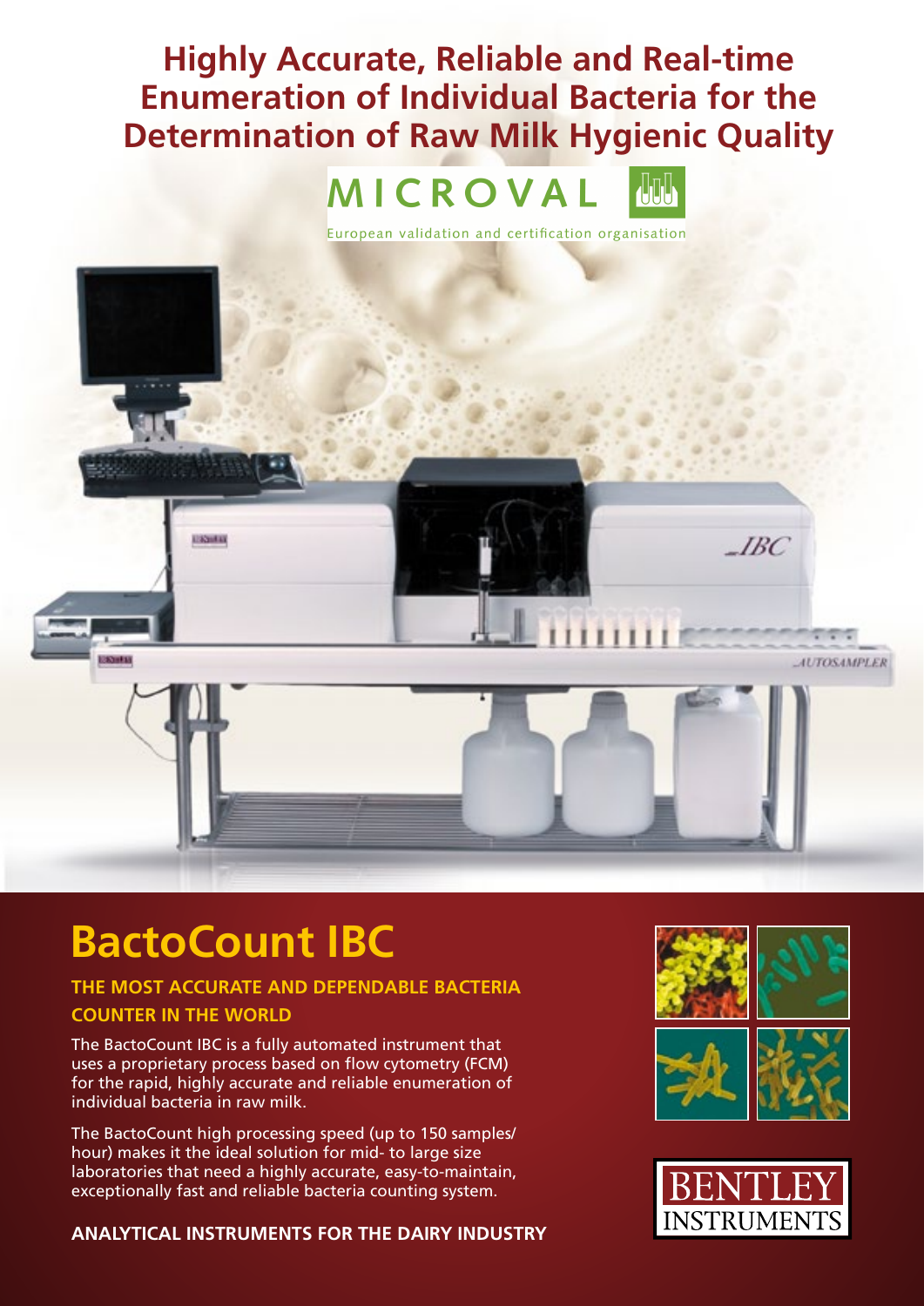# Highly Accurate, Reliable and Real-time Enumeration of Individual Bacteria for the Determination of Raw Milk Hygienic Quality

MICROVAL

European validation and certification organisation

# BactoCount IBC

## THE MOST ACCURATE AND DEPENDABLE BACTERIA COUNTER IN THE WORLD

The BactoCount IBC is a fully automated instrument that uses a proprietary process based on flow cytometry (FCM) for the rapid, highly accurate and reliable enumeration of individual bacteria in raw milk.

The BactoCount high processing speed (up to 150 samples/hour) makes it the ideal solution for mid- to large size laboratories that need a highly accurate, easy-to-maintain, exceptionally fast and reliable bacteria counting system.

**ANALYTICAL INSTRUMENTS FOR THE DAIRY INDUSTRY**

BENTLEY INSTRUMENTS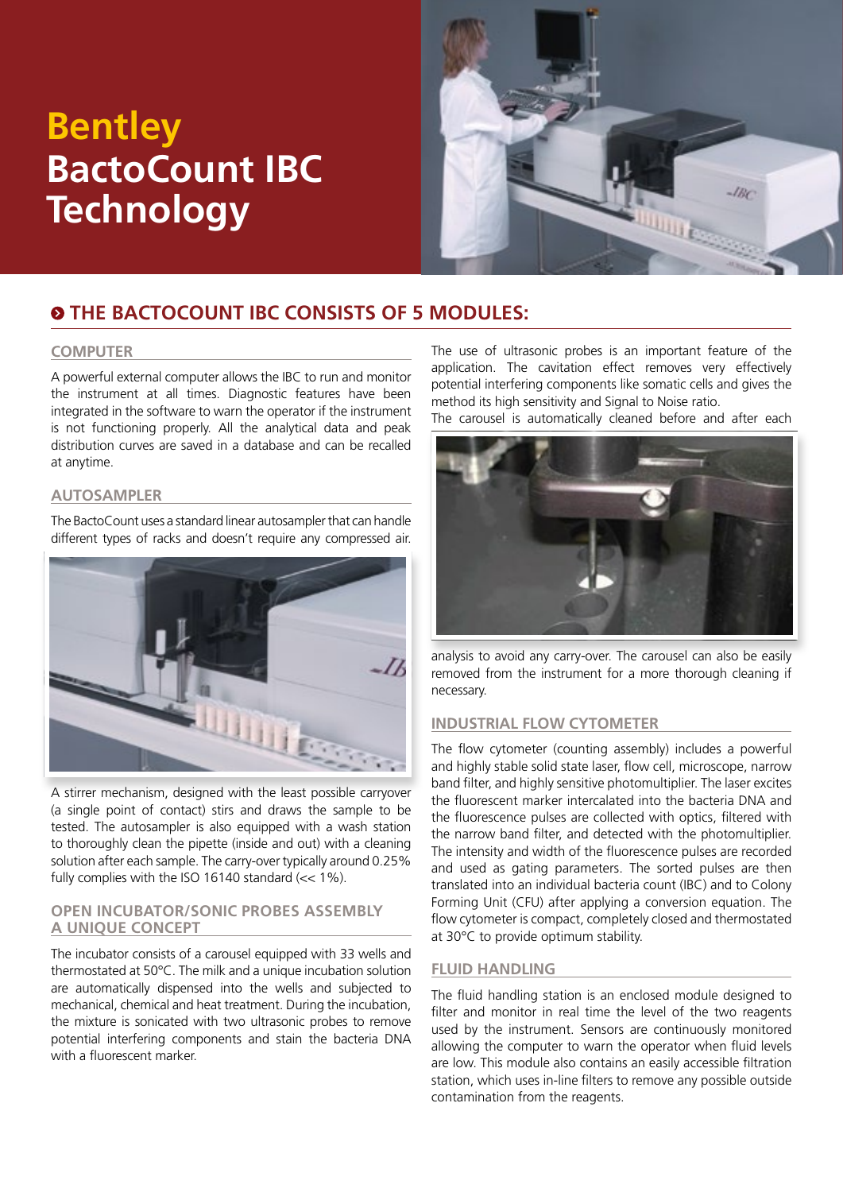# Bentley BactoCount IBC Technology

## THE BACTOCOUNT IBC CONSISTS OF 5 MODULES:

### COMPUTER

A powerful external computer allows the IBC to run and monitor the instrument at all times. Diagnostic features have been integrated in the software to warn the operator if the instrument is not functioning properly. All the analytical data and peak distribution curves are saved in a database and can be recalled at anytime.

### AUTOSAMPLER

The BactoCount uses a standard linear autosampler that can handle different types of racks and doesn't require any compressed air.

A stirrer mechanism, designed with the least possible carryover (a single point of contact) stirs and draws the sample to be tested. The autosampler is also equipped with a wash station to thoroughly clean the pipette (inside and out) with a cleaning solution after each sample. The carry-over typically around 0.25% fully complies with the ISO 16140 standard (<< 1%).

### OPEN INCUBATOR/SONIC PROBES ASSEMBLY A UNIQUE CONCEPT

The incubator consists of a carousel equipped with 33 wells and thermostated at 50°C. The milk and a unique incubation solution are automatically dispensed into the wells and subjected to mechanical, chemical and heat treatment. During the incubation, the mixture is sonicated with two ultrasonic probes to remove potential interfering components and stain the bacteria DNA with a fluorescent marker.

The use of ultrasonic probes is an important feature of the application. The cavitation effect removes very effectively potential interfering components like somatic cells and gives the method its high sensitivity and Signal to Noise ratio.

The carousel is automatically cleaned before and after each analysis to avoid any carry-over. The carousel can also be easily removed from the instrument for a more thorough cleaning if necessary.

### INDUSTRIAL FLOW CYTOMETER

The flow cytometer (counting assembly) includes a powerful and highly stable solid state laser, flow cell, microscope, narrow band filter, and highly sensitive photomultiplier. The laser excites the fluorescent marker intercalated into the bacteria DNA and the fluorescence pulses are collected with optics, filtered with the narrow band filter, and detected with the photomultiplier. The intensity and width of the fluorescence pulses are recorded and used as gating parameters. The sorted pulses are then translated into an individual bacteria count (IBC) and to Colony Forming Unit (CFU) after applying a conversion equation. The flow cytometer is compact, completely closed and thermostated at 30°C to provide optimum stability.

### FLUID HANDLING

The fluid handling station is an enclosed module designed to filter and monitor in real time the level of the two reagents used by the instrument. Sensors are continuously monitored allowing the computer to warn the operator when fluid levels are low. This module also contains an easily accessible filtration station, which uses in-line filters to remove any possible outside contamination from the reagents.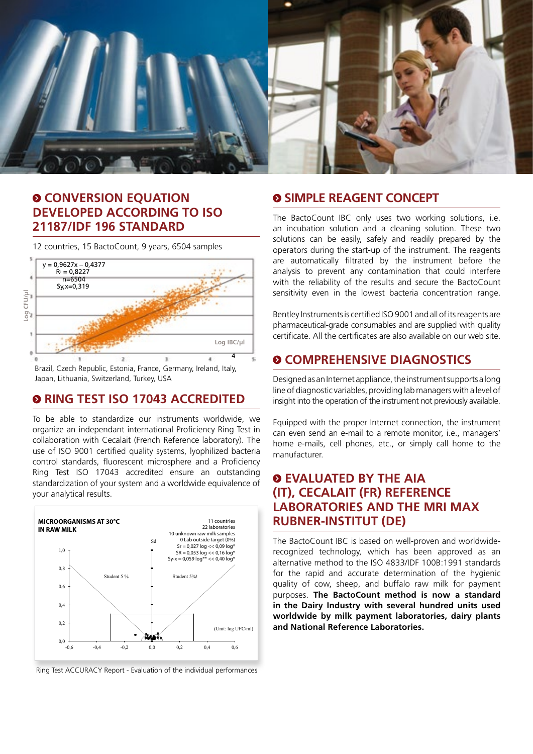## CONVERSION EQUATION DEVELOPED ACCORDING TO ISO 21187/IDF 196 STANDARD

12 countries, 15 BactoCount, 9 years, 6504 samples

$y = 0{,}9627x - 0{,}4377$
$R^2 = 0{,}8227$
n=6504
Sy,x=0,319

Log CFU/µl

Log IBC/µl

Brazil, Czech Republic, Estonia, France, Germany, Ireland, Italy, Japan, Lithuania, Switzerland, Turkey, USA

## RING TEST ISO 17043 ACCREDITED

To be able to standardize our instruments worldwide, we organize an independant international Proficiency Ring Test in collaboration with Cecalait (French Reference laboratory). The use of ISO 9001 certified quality systems, lyophilized bacteria control standards, fluorescent microsphere and a Proficiency Ring Test ISO 17043 accredited ensure an outstanding standardization of your system and a worldwide equivalence of your analytical results.

**MICROORGANISMS AT 30°C IN RAW MILK**

11 countries
22 laboratories
10 unknown raw milk samples
0 Lab outside target (0%)
Sr = 0,027 log << 0,09 log*
SR = 0,053 log << 0,16 log*
Sy-x = 0,059 log** << 0,40 log*

Sd

Student 5 %

Student 5%!

(Unit: log UFC/ml)

Ring Test ACCURACY Report - Evaluation of the individual performances

## SIMPLE REAGENT CONCEPT

The BactoCount IBC only uses two working solutions, i.e. an incubation solution and a cleaning solution. These two solutions can be easily, safely and readily prepared by the operators during the start-up of the instrument. The reagents are automatically filtrated by the instrument before the analysis to prevent any contamination that could interfere with the reliability of the results and secure the BactoCount sensitivity even in the lowest bacteria concentration range.

Bentley Instruments is certified ISO 9001 and all of its reagents are pharmaceutical-grade consumables and are supplied with quality certificate. All the certificates are also available on our web site.

## COMPREHENSIVE DIAGNOSTICS

Designed as an Internet appliance, the instrument supports a long line of diagnostic variables, providing lab managers with a level of insight into the operation of the instrument not previously available.

Equipped with the proper Internet connection, the instrument can even send an e-mail to a remote monitor, i.e., managers' home e-mails, cell phones, etc., or simply call home to the manufacturer.

## EVALUATED BY THE AIA (IT), CECALAIT (FR) REFERENCE LABORATORIES AND THE MRI MAX RUBNER-INSTITUT (DE)

The BactoCount IBC is based on well-proven and worldwide-recognized technology, which has been approved as an alternative method to the ISO 4833/IDF 100B:1991 standards for the rapid and accurate determination of the hygienic quality of cow, sheep, and buffalo raw milk for payment purposes. **The BactoCount method is now a standard in the Dairy Industry with several hundred units used worldwide by milk payment laboratories, dairy plants and National Reference Laboratories.**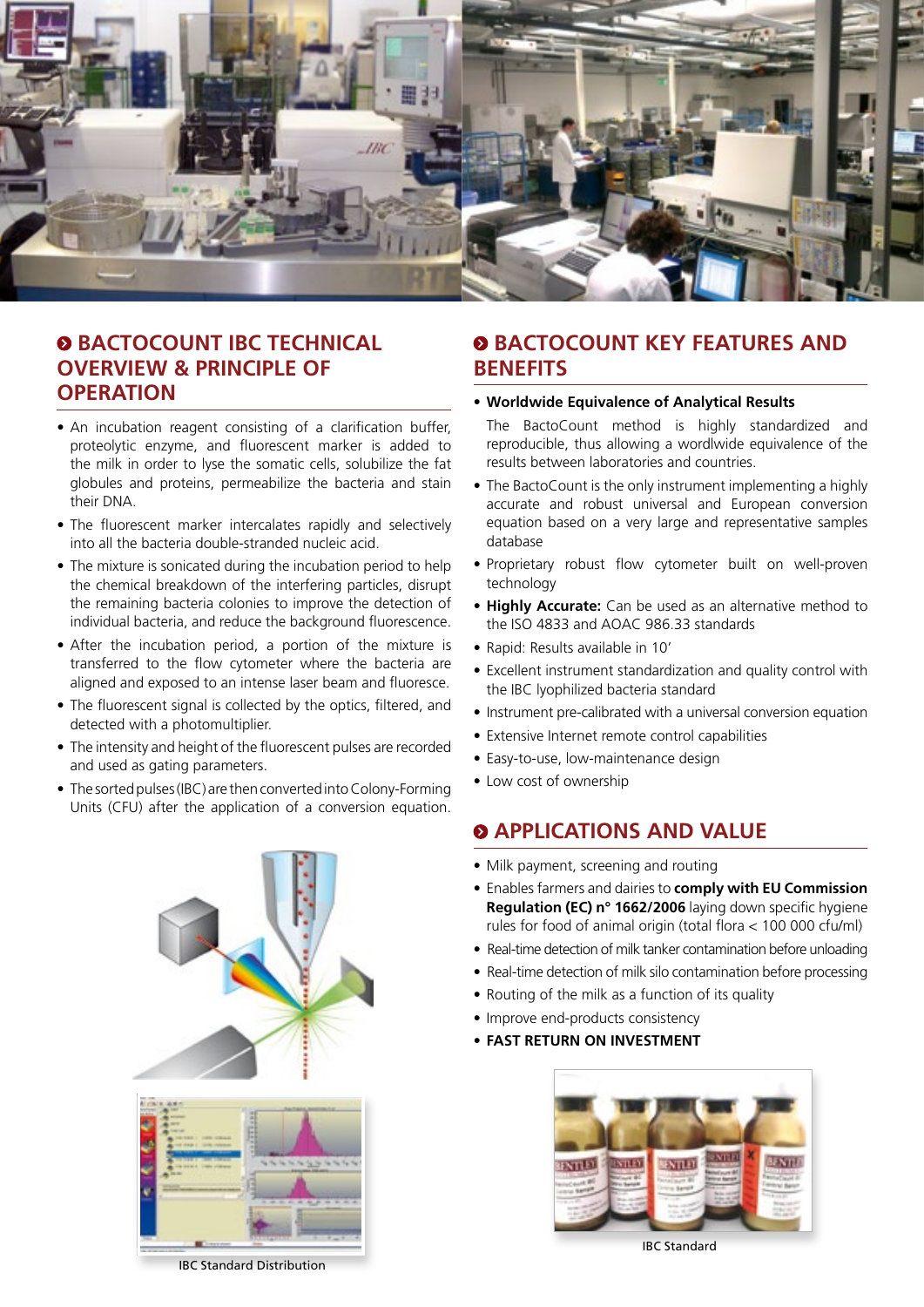## BACTOCOUNT IBC TECHNICAL OVERVIEW & PRINCIPLE OF OPERATION

- An incubation reagent consisting of a clarification buffer, proteolytic enzyme, and fluorescent marker is added to the milk in order to lyse the somatic cells, solubilize the fat globules and proteins, permeabilize the bacteria and stain their DNA.
- The fluorescent marker intercalates rapidly and selectively into all the bacteria double-stranded nucleic acid.
- The mixture is sonicated during the incubation period to help the chemical breakdown of the interfering particles, disrupt the remaining bacteria colonies to improve the detection of individual bacteria, and reduce the background fluorescence.
- After the incubation period, a portion of the mixture is transferred to the flow cytometer where the bacteria are aligned and exposed to an intense laser beam and fluoresce.
- The fluorescent signal is collected by the optics, filtered, and detected with a photomultiplier.
- The intensity and height of the fluorescent pulses are recorded and used as gating parameters.
- The sorted pulses (IBC) are then converted into Colony-Forming Units (CFU) after the application of a conversion equation.

IBC Standard Distribution

## BACTOCOUNT KEY FEATURES AND BENEFITS

- **Worldwide Equivalence of Analytical Results**

  The BactoCount method is highly standardized and reproducible, thus allowing a wordlwide equivalence of the results between laboratories and countries.
- The BactoCount is the only instrument implementing a highly accurate and robust universal and European conversion equation based on a very large and representative samples database
- Proprietary robust flow cytometer built on well-proven technology
- **Highly Accurate:** Can be used as an alternative method to the ISO 4833 and AOAC 986.33 standards
- Rapid: Results available in 10'
- Excellent instrument standardization and quality control with the IBC lyophilized bacteria standard
- Instrument pre-calibrated with a universal conversion equation
- Extensive Internet remote control capabilities
- Easy-to-use, low-maintenance design
- Low cost of ownership

## APPLICATIONS AND VALUE

- Milk payment, screening and routing
- Enables farmers and dairies to **comply with EU Commission Regulation (EC) n° 1662/2006** laying down specific hygiene rules for food of animal origin (total flora < 100 000 cfu/ml)
- Real-time detection of milk tanker contamination before unloading
- Real-time detection of milk silo contamination before processing
- Routing of the milk as a function of its quality
- Improve end-products consistency
- **FAST RETURN ON INVESTMENT**

IBC Standard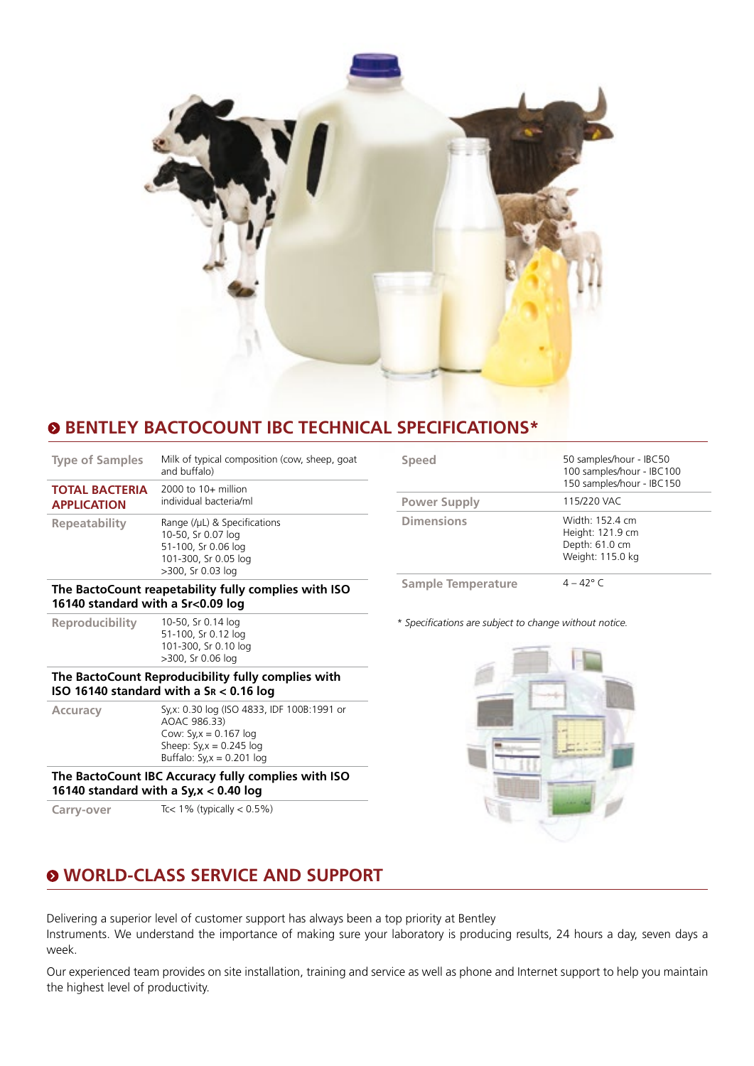## BENTLEY BACTOCOUNT IBC TECHNICAL SPECIFICATIONS*

| | |
|---|---|
| Type of Samples | Milk of typical composition (cow, sheep, goat and buffalo) |
| **TOTAL BACTERIA APPLICATION** | 2000 to 10+ million individual bacteria/ml |
| Repeatability | Range (/µL) & Specifications<br>10-50, Sr 0.07 log<br>51-100, Sr 0.06 log<br>101-300, Sr 0.05 log<br>>300, Sr 0.03 log |
| **The BactoCount reapetability fully complies with ISO 16140 standard with a Sr<0.09 log** | |
| Reproducibility | 10-50, Sr 0.14 log<br>51-100, Sr 0.12 log<br>101-300, Sr 0.10 log<br>>300, Sr 0.06 log |
| **The BactoCount Reproducibility fully complies with ISO 16140 standard with a $S_R$ < 0.16 log** | |
| Accuracy | Sy,x: 0.30 log (ISO 4833, IDF 100B:1991 or AOAC 986.33)<br>Cow: Sy,x = 0.167 log<br>Sheep: Sy,x = 0.245 log<br>Buffalo: Sy,x = 0.201 log |
| **The BactoCount IBC Accuracy fully complies with ISO 16140 standard with a Sy,x < 0.40 log** | |
| Carry-over | Tc< 1% (typically < 0.5%) |

| | |
|---|---|
| Speed | 50 samples/hour - IBC50<br>100 samples/hour - IBC100<br>150 samples/hour - IBC150 |
| Power Supply | 115/220 VAC |
| Dimensions | Width: 152.4 cm<br>Height: 121.9 cm<br>Depth: 61.0 cm<br>Weight: 115.0 kg |
| Sample Temperature | 4 – 42° C |

*\* Specifications are subject to change without notice.*

## WORLD-CLASS SERVICE AND SUPPORT

Delivering a superior level of customer support has always been a top priority at Bentley Instruments. We understand the importance of making sure your laboratory is producing results, 24 hours a day, seven days a week.

Our experienced team provides on site installation, training and service as well as phone and Internet support to help you maintain the highest level of productivity.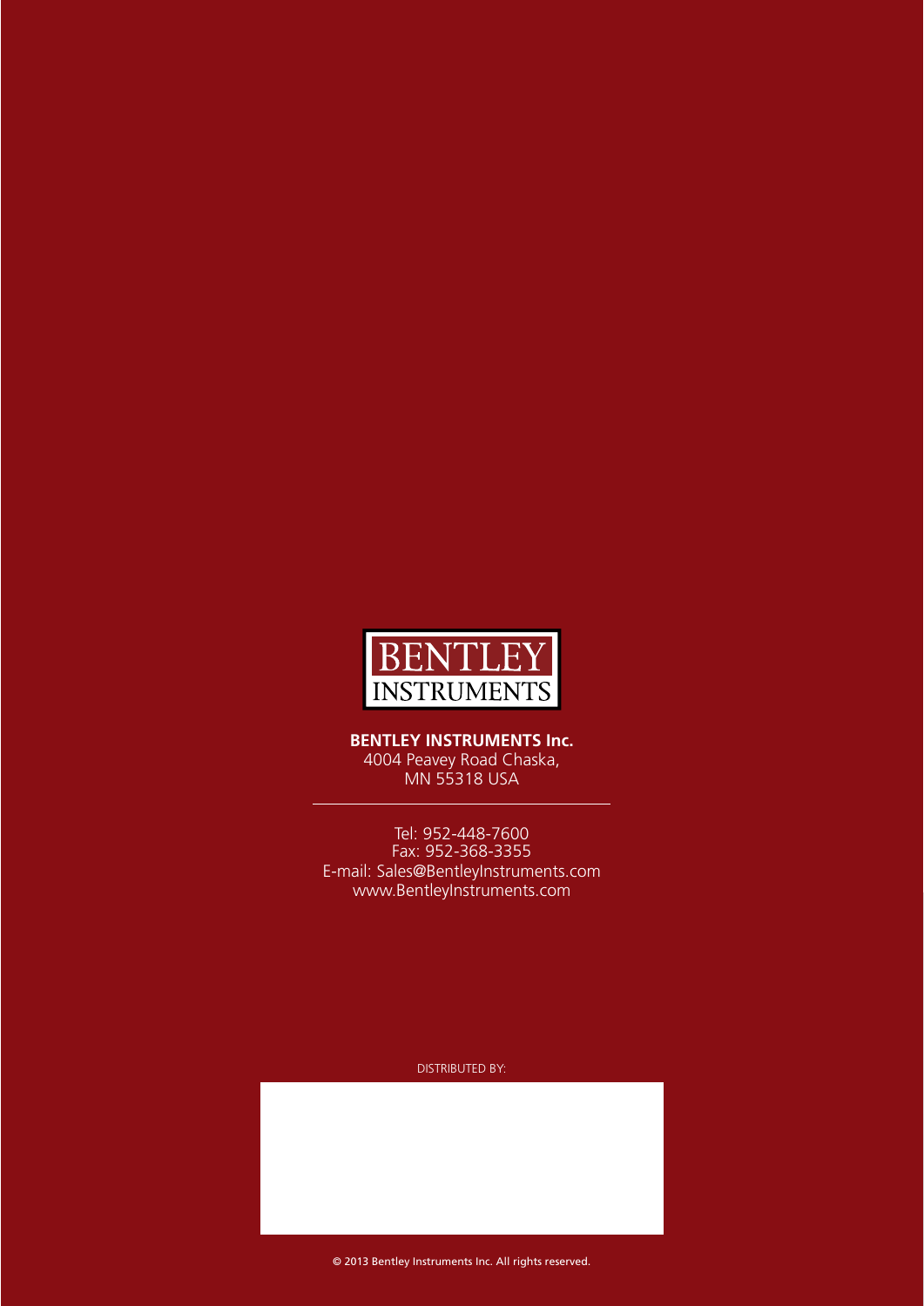BENTLEY
INSTRUMENTS

**BENTLEY INSTRUMENTS Inc.**
4004 Peavey Road Chaska,
MN 55318 USA

---

Tel: 952-448-7600
Fax: 952-368-3355
E-mail: Sales@BentleyInstruments.com
www.BentleyInstruments.com

DISTRIBUTED BY:

© 2013 Bentley Instruments Inc. All rights reserved.